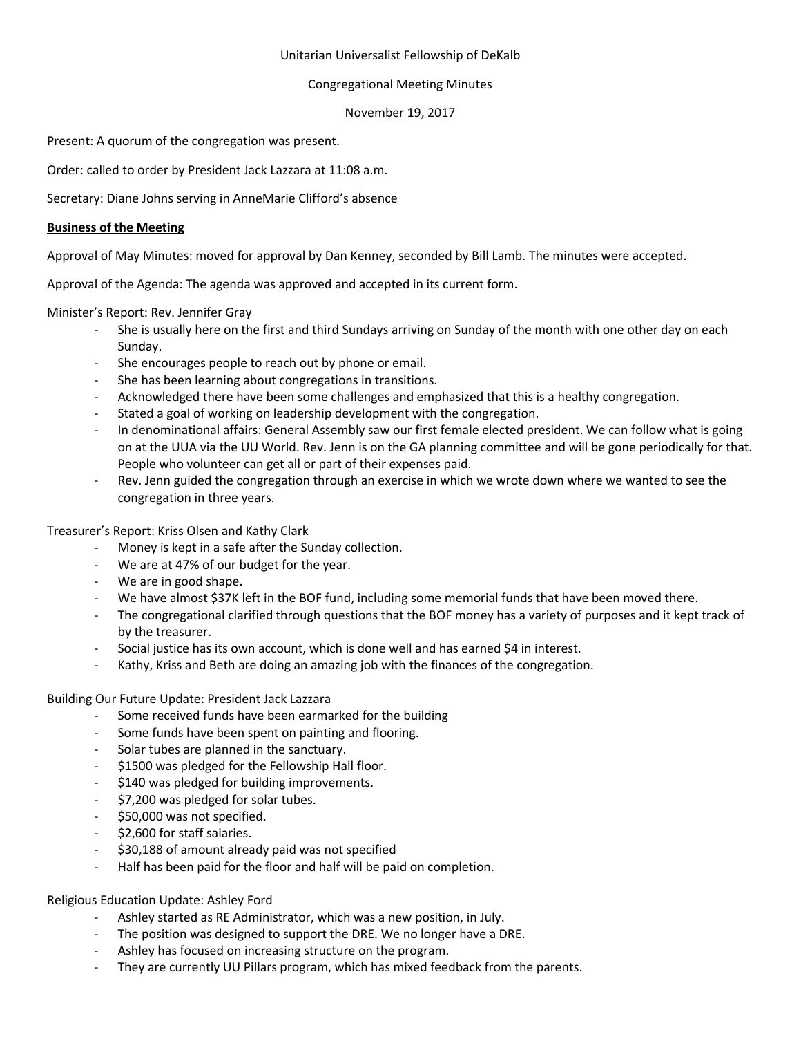Unitarian Universalist Fellowship of DeKalb

Congregational Meeting Minutes

November 19, 2017

Present: A quorum of the congregation was present.

Order: called to order by President Jack Lazzara at 11:08 a.m.

Secretary: Diane Johns serving in AnneMarie Clifford's absence

**Business of the Meeting**

Approval of May Minutes: moved for approval by Dan Kenney, seconded by Bill Lamb. The minutes were accepted.

Approval of the Agenda: The agenda was approved and accepted in its current form.

Minister's Report: Rev. Jennifer Gray

- She is usually here on the first and third Sundays arriving on Sunday of the month with one other day on each Sunday.
- She encourages people to reach out by phone or email.
- She has been learning about congregations in transitions.
- Acknowledged there have been some challenges and emphasized that this is a healthy congregation.
- Stated a goal of working on leadership development with the congregation.
- In denominational affairs: General Assembly saw our first female elected president. We can follow what is going on at the UUA via the UU World. Rev. Jenn is on the GA planning committee and will be gone periodically for that. People who volunteer can get all or part of their expenses paid.
- Rev. Jenn guided the congregation through an exercise in which we wrote down where we wanted to see the congregation in three years.

Treasurer's Report: Kriss Olsen and Kathy Clark

- Money is kept in a safe after the Sunday collection.
- We are at 47% of our budget for the year.
- We are in good shape.
- We have almost $37K left in the BOF fund, including some memorial funds that have been moved there.
- The congregational clarified through questions that the BOF money has a variety of purposes and it kept track of by the treasurer.
- Social justice has its own account, which is done well and has earned $4 in interest.
- Kathy, Kriss and Beth are doing an amazing job with the finances of the congregation.

Building Our Future Update: President Jack Lazzara

- Some received funds have been earmarked for the building
- Some funds have been spent on painting and flooring.
- Solar tubes are planned in the sanctuary.
- $1500 was pledged for the Fellowship Hall floor.
- $140 was pledged for building improvements.
- $7,200 was pledged for solar tubes.
- $50,000 was not specified.
- $2,600 for staff salaries.
- $30,188 of amount already paid was not specified
- Half has been paid for the floor and half will be paid on completion.

Religious Education Update: Ashley Ford

- Ashley started as RE Administrator, which was a new position, in July.
- The position was designed to support the DRE. We no longer have a DRE.
- Ashley has focused on increasing structure on the program.
- They are currently UU Pillars program, which has mixed feedback from the parents.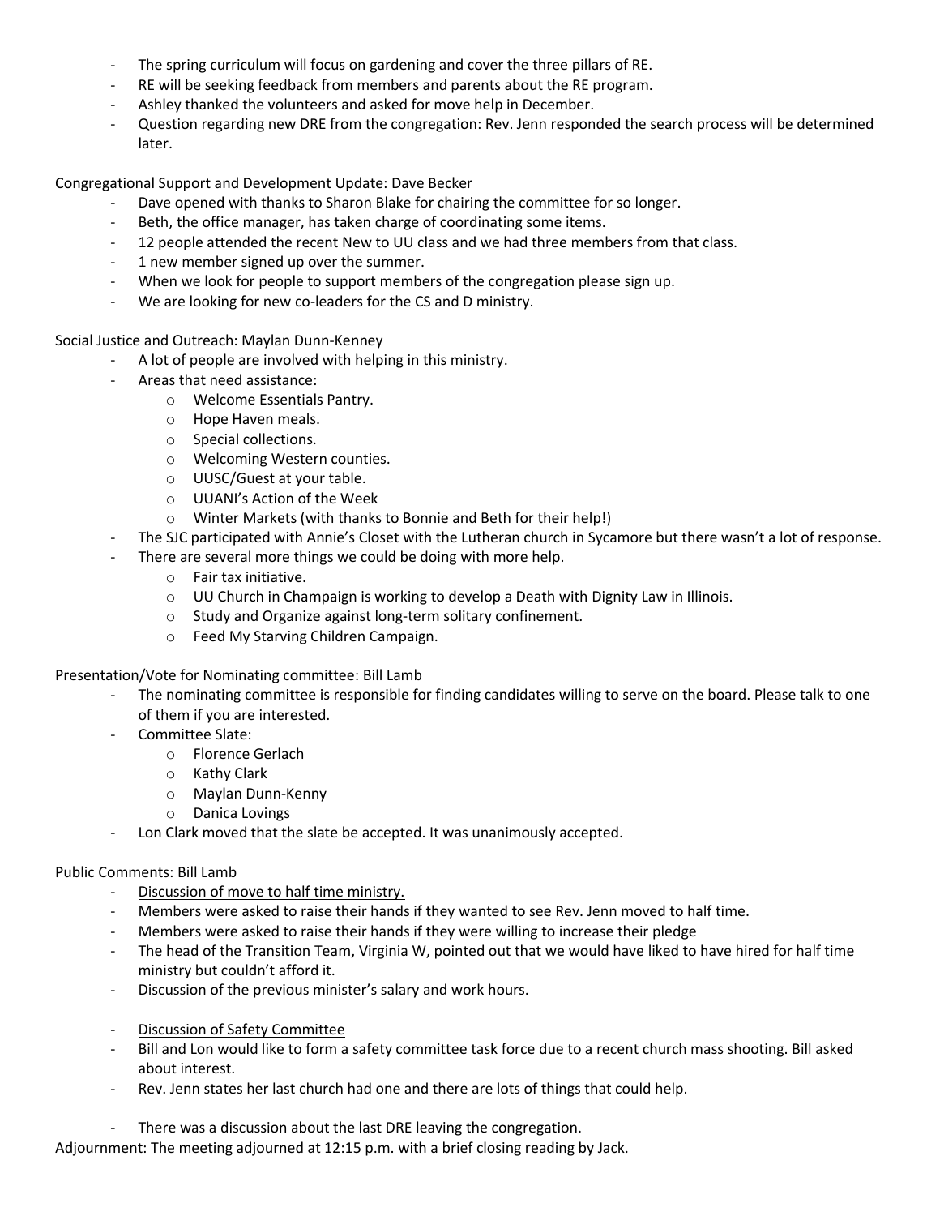- The spring curriculum will focus on gardening and cover the three pillars of RE.
- RE will be seeking feedback from members and parents about the RE program.
- Ashley thanked the volunteers and asked for move help in December.
- Question regarding new DRE from the congregation: Rev. Jenn responded the search process will be determined later.

Congregational Support and Development Update: Dave Becker

- Dave opened with thanks to Sharon Blake for chairing the committee for so longer.
- Beth, the office manager, has taken charge of coordinating some items.
- 12 people attended the recent New to UU class and we had three members from that class.
- 1 new member signed up over the summer.
- When we look for people to support members of the congregation please sign up.
- We are looking for new co-leaders for the CS and D ministry.

Social Justice and Outreach: Maylan Dunn-Kenney

- A lot of people are involved with helping in this ministry.
- Areas that need assistance:
  - Welcome Essentials Pantry.
  - Hope Haven meals.
  - Special collections.
  - Welcoming Western counties.
  - UUSC/Guest at your table.
  - UUANI's Action of the Week
  - Winter Markets (with thanks to Bonnie and Beth for their help!)
- The SJC participated with Annie's Closet with the Lutheran church in Sycamore but there wasn't a lot of response.
- There are several more things we could be doing with more help.
  - Fair tax initiative.
  - UU Church in Champaign is working to develop a Death with Dignity Law in Illinois.
  - Study and Organize against long-term solitary confinement.
  - Feed My Starving Children Campaign.

Presentation/Vote for Nominating committee: Bill Lamb

- The nominating committee is responsible for finding candidates willing to serve on the board. Please talk to one of them if you are interested.
- Committee Slate:
  - Florence Gerlach
  - Kathy Clark
  - Maylan Dunn-Kenny
  - Danica Lovings
- Lon Clark moved that the slate be accepted. It was unanimously accepted.

Public Comments: Bill Lamb

- Discussion of move to half time ministry.
- Members were asked to raise their hands if they wanted to see Rev. Jenn moved to half time.
- Members were asked to raise their hands if they were willing to increase their pledge
- The head of the Transition Team, Virginia W, pointed out that we would have liked to have hired for half time ministry but couldn't afford it.
- Discussion of the previous minister's salary and work hours.

- Discussion of Safety Committee
- Bill and Lon would like to form a safety committee task force due to a recent church mass shooting. Bill asked about interest.
- Rev. Jenn states her last church had one and there are lots of things that could help.

- There was a discussion about the last DRE leaving the congregation.

Adjournment: The meeting adjourned at 12:15 p.m. with a brief closing reading by Jack.